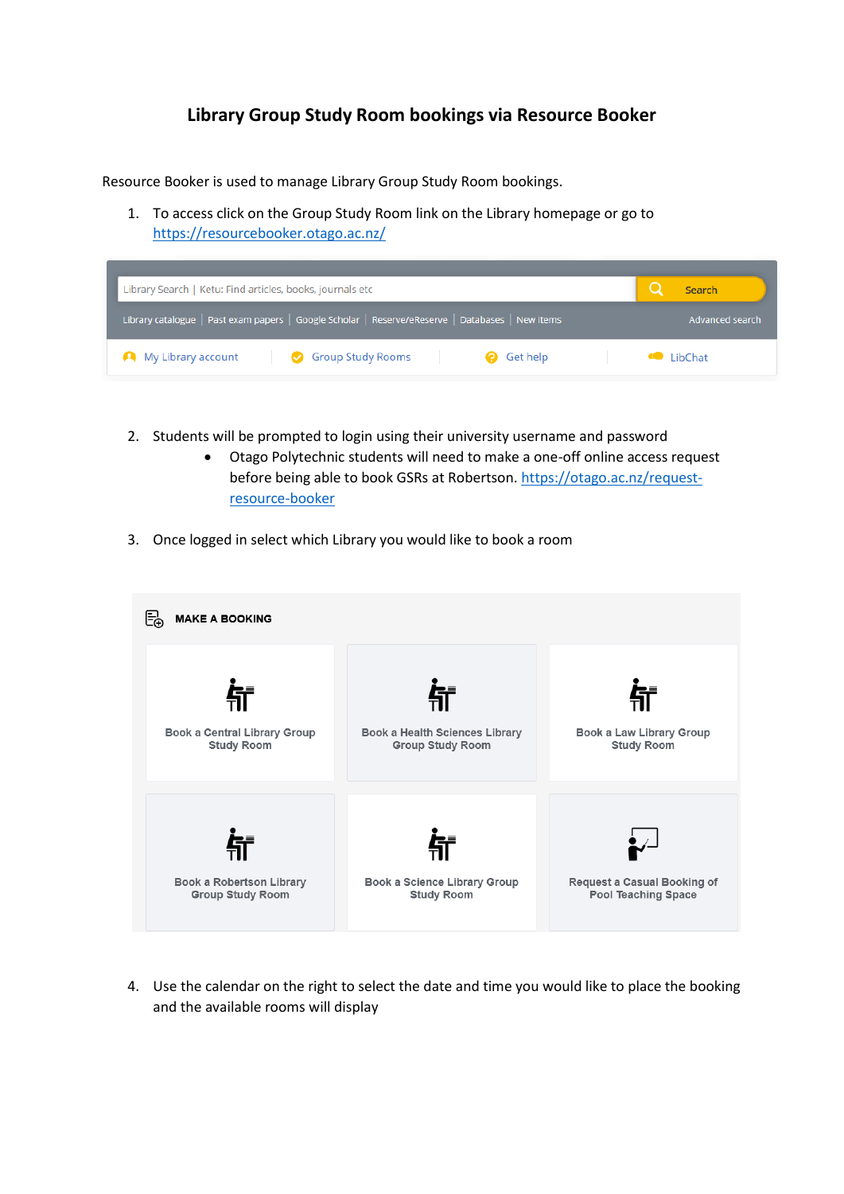# Library Group Study Room bookings via Resource Booker

Resource Booker is used to manage Library Group Study Room bookings.

1. To access click on the Group Study Room link on the Library homepage or go to [https://resourcebooker.otago.ac.nz/](https://resourcebooker.otago.ac.nz/)

Library Search | Ketu: Find articles, books, journals etc | Search

Library catalogue | Past exam papers | Google Scholar | Reserve/eReserve | Databases | New items | Advanced search

My Library account | Group Study Rooms | Get help | LibChat

2. Students will be prompted to login using their university username and password
   - Otago Polytechnic students will need to make a one-off online access request before being able to book GSRs at Robertson. [https://otago.ac.nz/request-resource-booker](https://otago.ac.nz/request-resource-booker)

3. Once logged in select which Library you would like to book a room

**MAKE A BOOKING**

- Book a Central Library Group Study Room
- Book a Health Sciences Library Group Study Room
- Book a Law Library Group Study Room
- Book a Robertson Library Group Study Room
- Book a Science Library Group Study Room
- Request a Casual Booking of Pool Teaching Space

4. Use the calendar on the right to select the date and time you would like to place the booking and the available rooms will display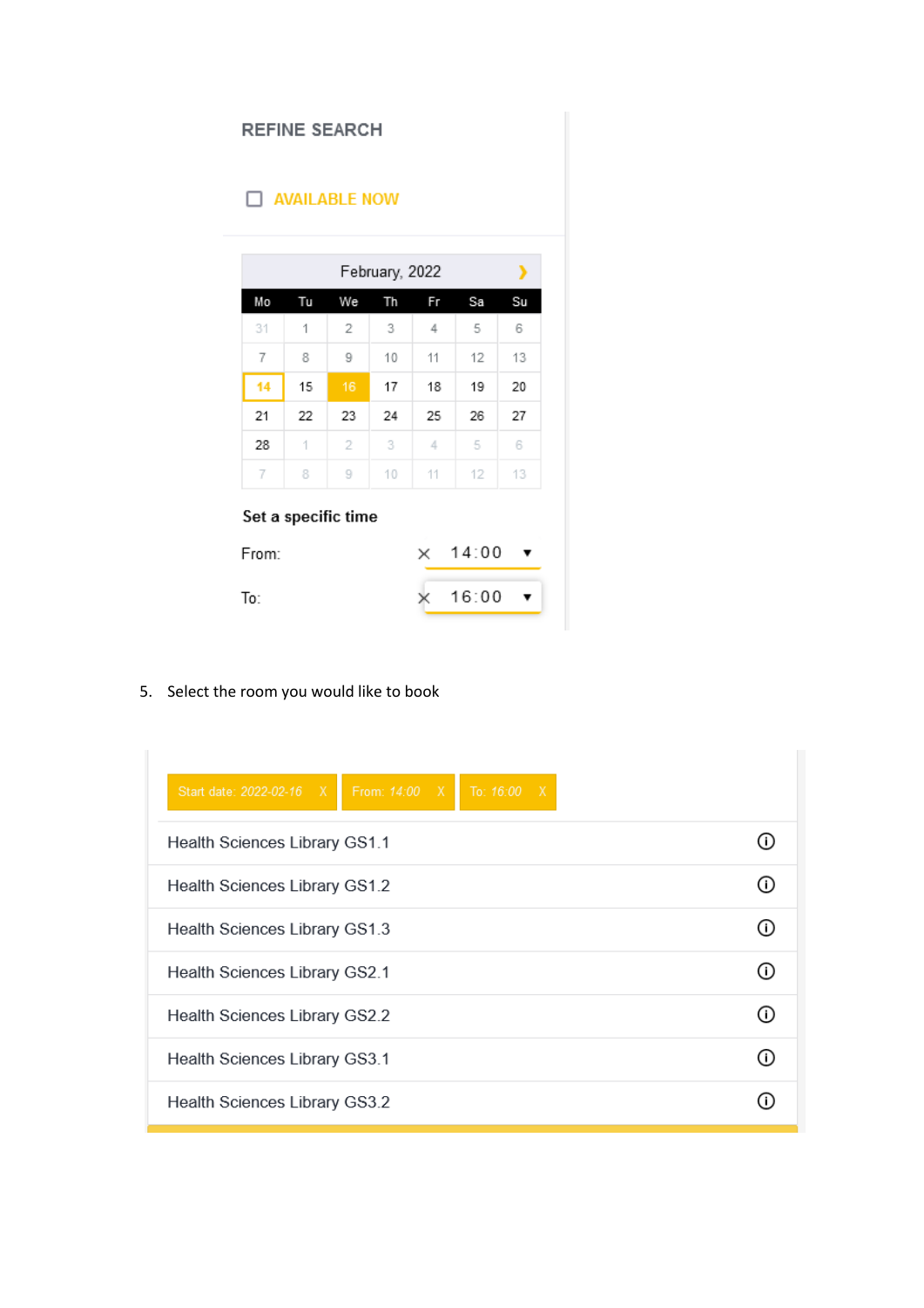REFINE SEARCH

☐ AVAILABLE NOW

February, 2022

| Mo | Tu | We | Th | Fr | Sa | Su |
|---|---|---|---|---|---|---|
| 31 | 1 | 2 | 3 | 4 | 5 | 6 |
| 7 | 8 | 9 | 10 | 11 | 12 | 13 |
| 14 | 15 | 16 | 17 | 18 | 19 | 20 |
| 21 | 22 | 23 | 24 | 25 | 26 | 27 |
| 28 | 1 | 2 | 3 | 4 | 5 | 6 |
| 7 | 8 | 9 | 10 | 11 | 12 | 13 |

**Set a specific time**

From: 14:00

To: 16:00

5. Select the room you would like to book

Start date: 2022-02-16 X | From: 14:00 X | To: 16:00 X

- Health Sciences Library GS1.1
- Health Sciences Library GS1.2
- Health Sciences Library GS1.3
- Health Sciences Library GS2.1
- Health Sciences Library GS2.2
- Health Sciences Library GS3.1
- Health Sciences Library GS3.2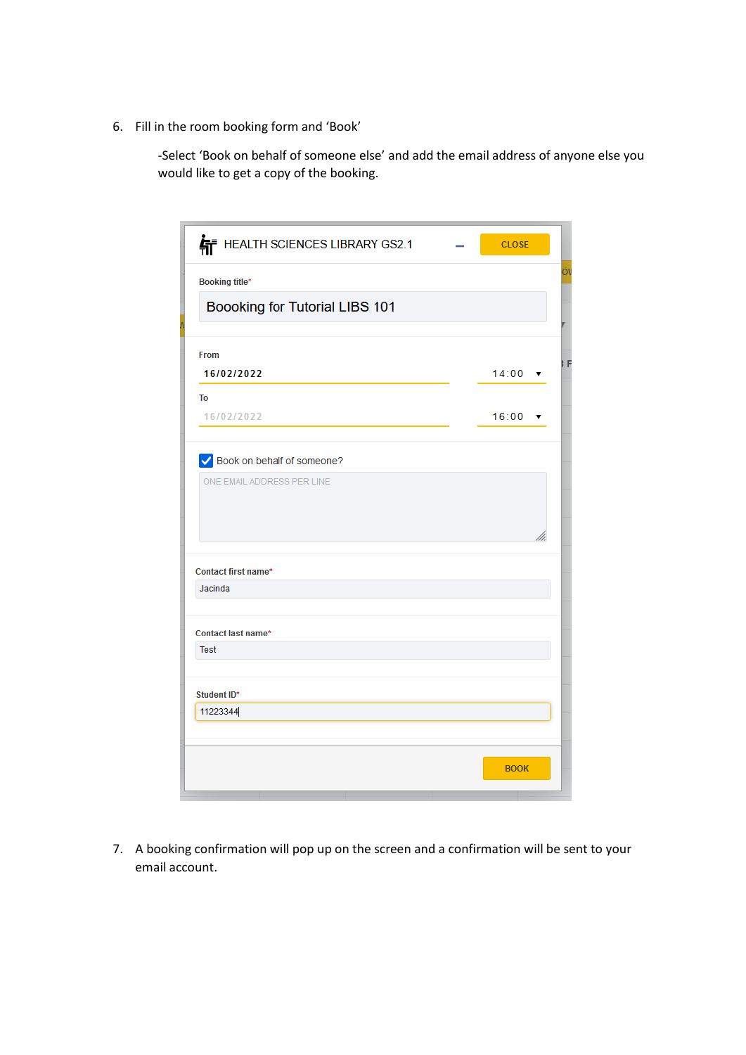6. Fill in the room booking form and 'Book'

   -Select 'Book on behalf of someone else' and add the email address of anyone else you would like to get a copy of the booking.

HEALTH SCIENCES LIBRARY GS2.1

CLOSE

Booking title*

Boooking for Tutorial LIBS 101

From

16/02/2022 14:00

To

16/02/2022 16:00

Book on behalf of someone?

ONE EMAIL ADDRESS PER LINE

Contact first name*

Jacinda

Contact last name*

Test

Student ID*

11223344

BOOK

7. A booking confirmation will pop up on the screen and a confirmation will be sent to your email account.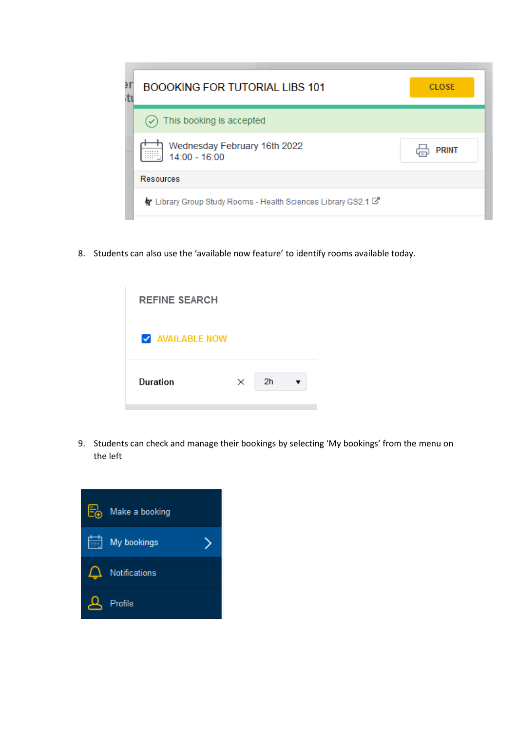BOOOKING FOR TUTORIAL LIBS 101

CLOSE

This booking is accepted

Wednesday February 16th 2022
14:00 - 16:00

PRINT

Resources

Library Group Study Rooms - Health Sciences Library GS2.1

8. Students can also use the 'available now feature' to identify rooms available today.

REFINE SEARCH

AVAILABLE NOW

Duration 2h

9. Students can check and manage their bookings by selecting 'My bookings' from the menu on the left

Make a booking

My bookings

Notifications

Profile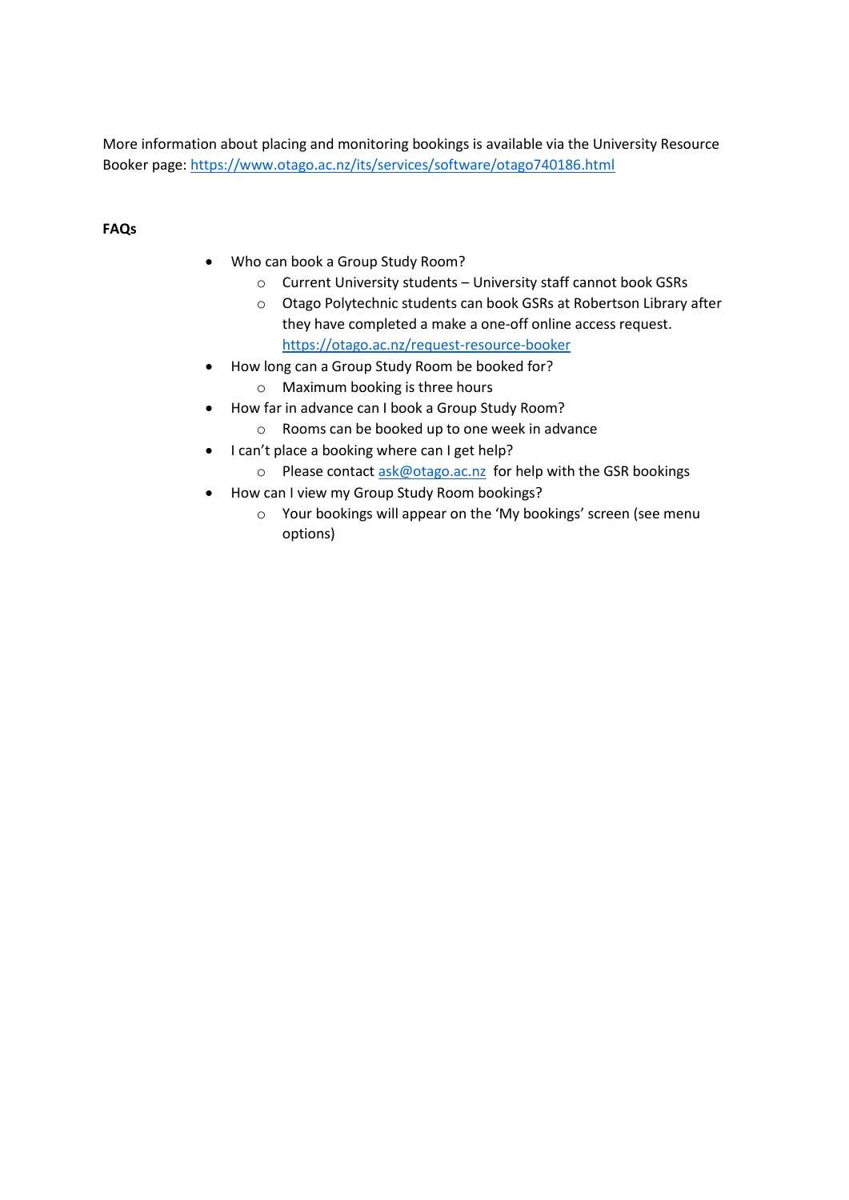More information about placing and monitoring bookings is available via the University Resource Booker page: https://www.otago.ac.nz/its/services/software/otago740186.html

**FAQs**

- Who can book a Group Study Room?
  - Current University students – University staff cannot book GSRs
  - Otago Polytechnic students can book GSRs at Robertson Library after they have completed a make a one-off online access request. https://otago.ac.nz/request-resource-booker
- How long can a Group Study Room be booked for?
  - Maximum booking is three hours
- How far in advance can I book a Group Study Room?
  - Rooms can be booked up to one week in advance
- I can't place a booking where can I get help?
  - Please contact ask@otago.ac.nz for help with the GSR bookings
- How can I view my Group Study Room bookings?
  - Your bookings will appear on the 'My bookings' screen (see menu options)